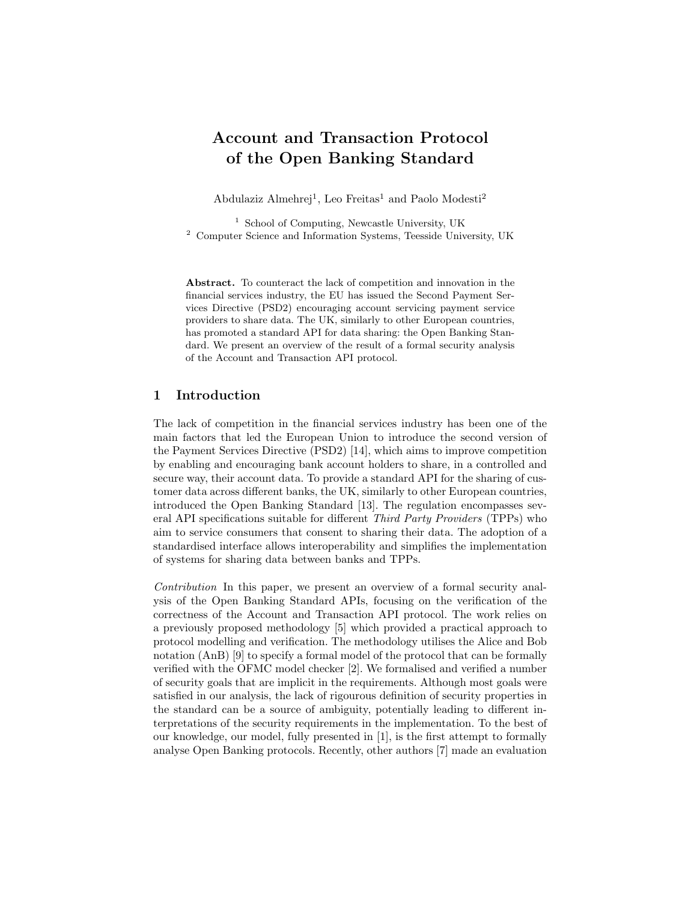# Account and Transaction Protocol of the Open Banking Standard

Abdulaziz Almehrej[1], Leo Freitas[1] and Paolo Modesti[2]

[1] School of Computing, Newcastle University, UK
[2] Computer Science and Information Systems, Teesside University, UK

**Abstract.** To counteract the lack of competition and innovation in the financial services industry, the EU has issued the Second Payment Services Directive (PSD2) encouraging account servicing payment service providers to share data. The UK, similarly to other European countries, has promoted a standard API for data sharing: the Open Banking Standard. We present an overview of the result of a formal security analysis of the Account and Transaction API protocol.

## 1 Introduction

The lack of competition in the financial services industry has been one of the main factors that led the European Union to introduce the second version of the Payment Services Directive (PSD2) [14], which aims to improve competition by enabling and encouraging bank account holders to share, in a controlled and secure way, their account data. To provide a standard API for the sharing of customer data across different banks, the UK, similarly to other European countries, introduced the Open Banking Standard [13]. The regulation encompasses several API specifications suitable for different *Third Party Providers* (TPPs) who aim to service consumers that consent to sharing their data. The adoption of a standardised interface allows interoperability and simplifies the implementation of systems for sharing data between banks and TPPs.

*Contribution* In this paper, we present an overview of a formal security analysis of the Open Banking Standard APIs, focusing on the verification of the correctness of the Account and Transaction API protocol. The work relies on a previously proposed methodology [5] which provided a practical approach to protocol modelling and verification. The methodology utilises the Alice and Bob notation (AnB) [9] to specify a formal model of the protocol that can be formally verified with the OFMC model checker [2]. We formalised and verified a number of security goals that are implicit in the requirements. Although most goals were satisfied in our analysis, the lack of rigourous definition of security properties in the standard can be a source of ambiguity, potentially leading to different interpretations of the security requirements in the implementation. To the best of our knowledge, our model, fully presented in [1], is the first attempt to formally analyse Open Banking protocols. Recently, other authors [7] made an evaluation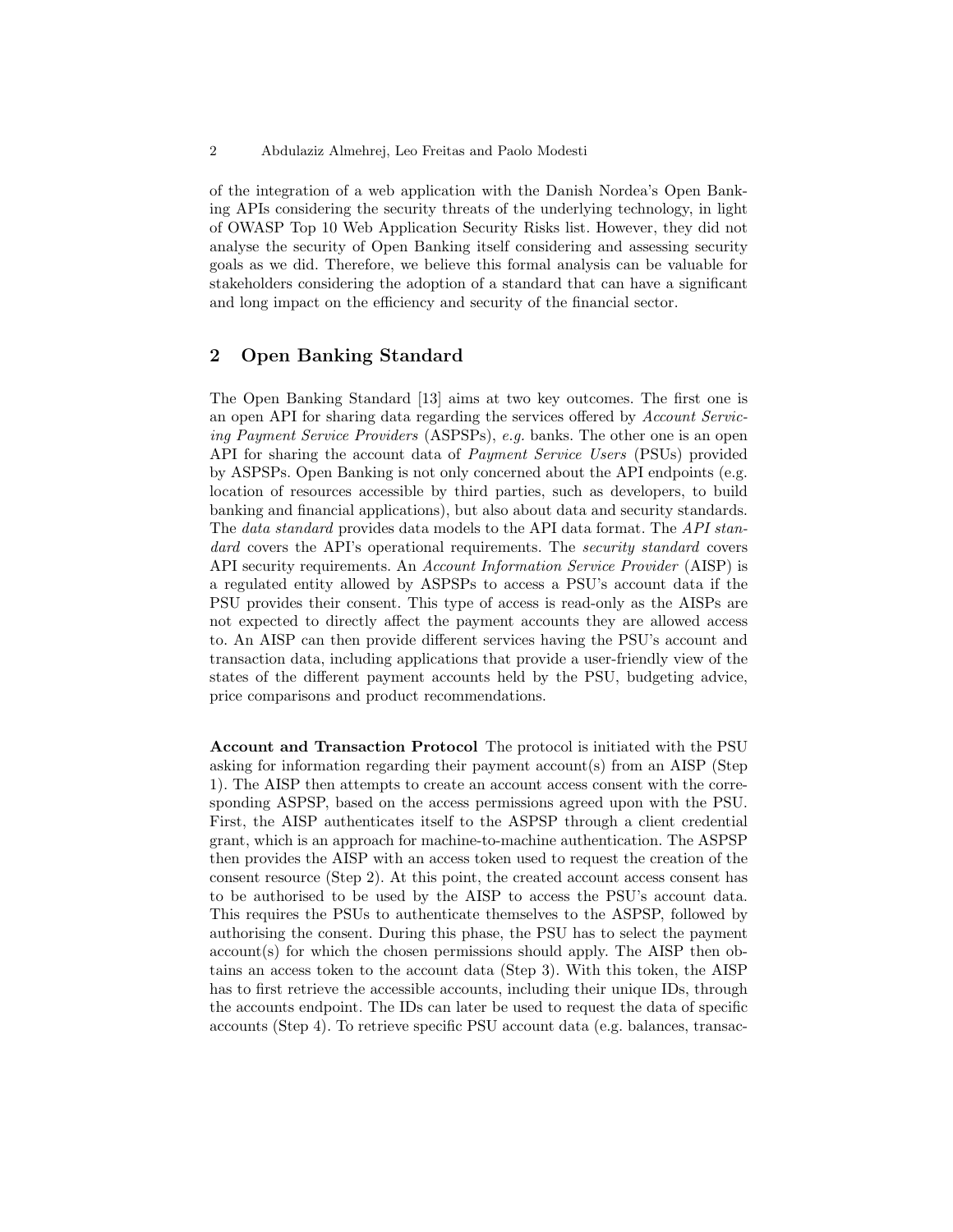of the integration of a web application with the Danish Nordea's Open Banking APIs considering the security threats of the underlying technology, in light of OWASP Top 10 Web Application Security Risks list. However, they did not analyse the security of Open Banking itself considering and assessing security goals as we did. Therefore, we believe this formal analysis can be valuable for stakeholders considering the adoption of a standard that can have a significant and long impact on the efficiency and security of the financial sector.

## 2 Open Banking Standard

The Open Banking Standard [13] aims at two key outcomes. The first one is an open API for sharing data regarding the services offered by *Account Servicing Payment Service Providers* (ASPSPs), *e.g.* banks. The other one is an open API for sharing the account data of *Payment Service Users* (PSUs) provided by ASPSPs. Open Banking is not only concerned about the API endpoints (e.g. location of resources accessible by third parties, such as developers, to build banking and financial applications), but also about data and security standards. The *data standard* provides data models to the API data format. The *API standard* covers the API's operational requirements. The *security standard* covers API security requirements. An *Account Information Service Provider* (AISP) is a regulated entity allowed by ASPSPs to access a PSU's account data if the PSU provides their consent. This type of access is read-only as the AISPs are not expected to directly affect the payment accounts they are allowed access to. An AISP can then provide different services having the PSU's account and transaction data, including applications that provide a user-friendly view of the states of the different payment accounts held by the PSU, budgeting advice, price comparisons and product recommendations.

**Account and Transaction Protocol** The protocol is initiated with the PSU asking for information regarding their payment account(s) from an AISP (Step 1). The AISP then attempts to create an account access consent with the corresponding ASPSP, based on the access permissions agreed upon with the PSU. First, the AISP authenticates itself to the ASPSP through a client credential grant, which is an approach for machine-to-machine authentication. The ASPSP then provides the AISP with an access token used to request the creation of the consent resource (Step 2). At this point, the created account access consent has to be authorised to be used by the AISP to access the PSU's account data. This requires the PSUs to authenticate themselves to the ASPSP, followed by authorising the consent. During this phase, the PSU has to select the payment account(s) for which the chosen permissions should apply. The AISP then obtains an access token to the account data (Step 3). With this token, the AISP has to first retrieve the accessible accounts, including their unique IDs, through the accounts endpoint. The IDs can later be used to request the data of specific accounts (Step 4). To retrieve specific PSU account data (e.g. balances, transac-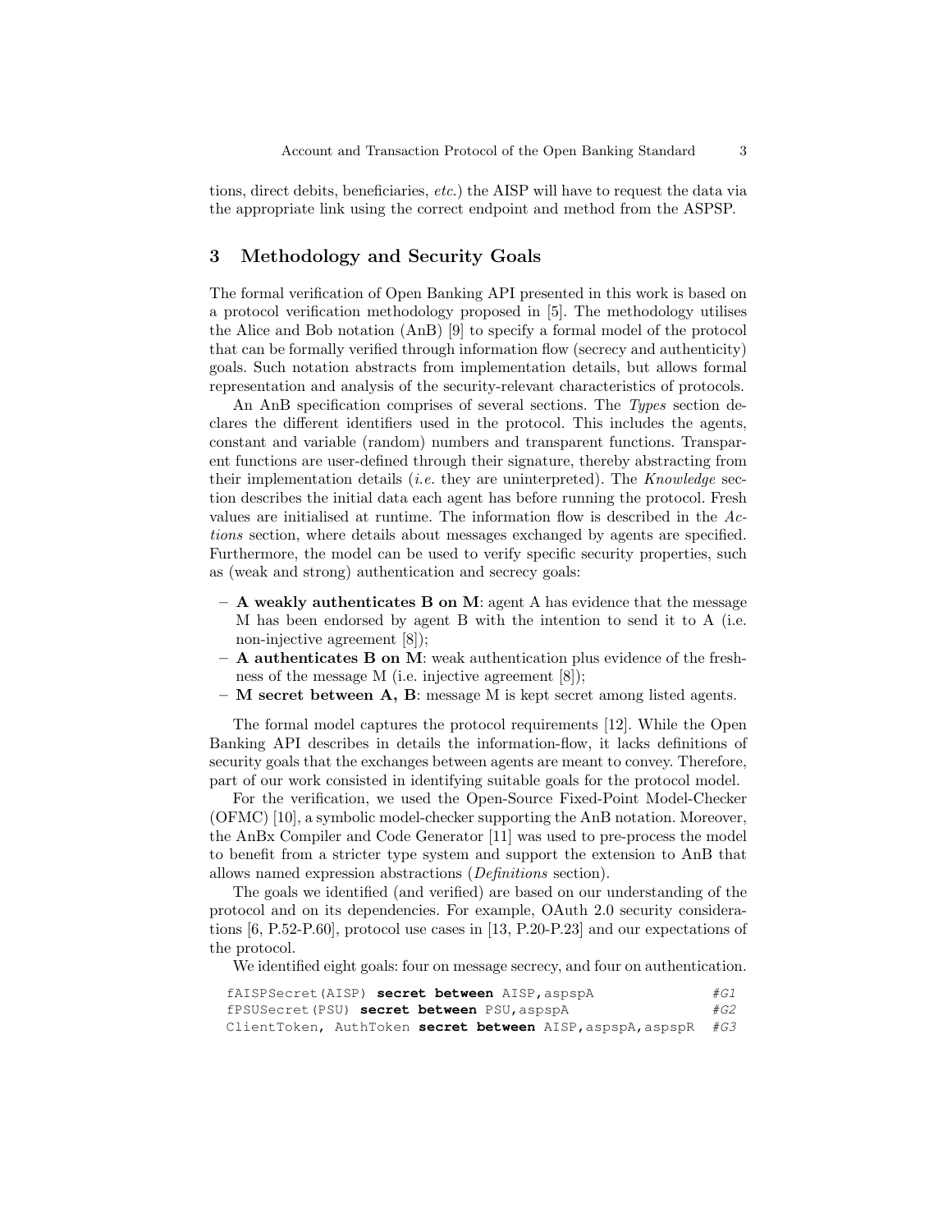tions, direct debits, beneficiaries, *etc.*) the AISP will have to request the data via the appropriate link using the correct endpoint and method from the ASPSP.

## 3 Methodology and Security Goals

The formal verification of Open Banking API presented in this work is based on a protocol verification methodology proposed in [5]. The methodology utilises the Alice and Bob notation (AnB) [9] to specify a formal model of the protocol that can be formally verified through information flow (secrecy and authenticity) goals. Such notation abstracts from implementation details, but allows formal representation and analysis of the security-relevant characteristics of protocols.

An AnB specification comprises of several sections. The *Types* section declares the different identifiers used in the protocol. This includes the agents, constant and variable (random) numbers and transparent functions. Transparent functions are user-defined through their signature, thereby abstracting from their implementation details (*i.e.* they are uninterpreted). The *Knowledge* section describes the initial data each agent has before running the protocol. Fresh values are initialised at runtime. The information flow is described in the *Actions* section, where details about messages exchanged by agents are specified. Furthermore, the model can be used to verify specific security properties, such as (weak and strong) authentication and secrecy goals:

- **A weakly authenticates B on M**: agent A has evidence that the message M has been endorsed by agent B with the intention to send it to A (i.e. non-injective agreement [8]);
- **A authenticates B on M**: weak authentication plus evidence of the freshness of the message M (i.e. injective agreement [8]);
- **M secret between A, B**: message M is kept secret among listed agents.

The formal model captures the protocol requirements [12]. While the Open Banking API describes in details the information-flow, it lacks definitions of security goals that the exchanges between agents are meant to convey. Therefore, part of our work consisted in identifying suitable goals for the protocol model.

For the verification, we used the Open-Source Fixed-Point Model-Checker (OFMC) [10], a symbolic model-checker supporting the AnB notation. Moreover, the AnBx Compiler and Code Generator [11] was used to pre-process the model to benefit from a stricter type system and support the extension to AnB that allows named expression abstractions (*Definitions* section).

The goals we identified (and verified) are based on our understanding of the protocol and on its dependencies. For example, OAuth 2.0 security considerations [6, P.52-P.60], protocol use cases in [13, P.20-P.23] and our expectations of the protocol.

We identified eight goals: four on message secrecy, and four on authentication.

```
fAISPSecret(AISP) secret between AISP,aspspA                 #G1
fPSUSecret(PSU) secret between PSU,aspspA                    #G2
ClientToken, AuthToken secret between AISP,aspspA,aspspR     #G3
```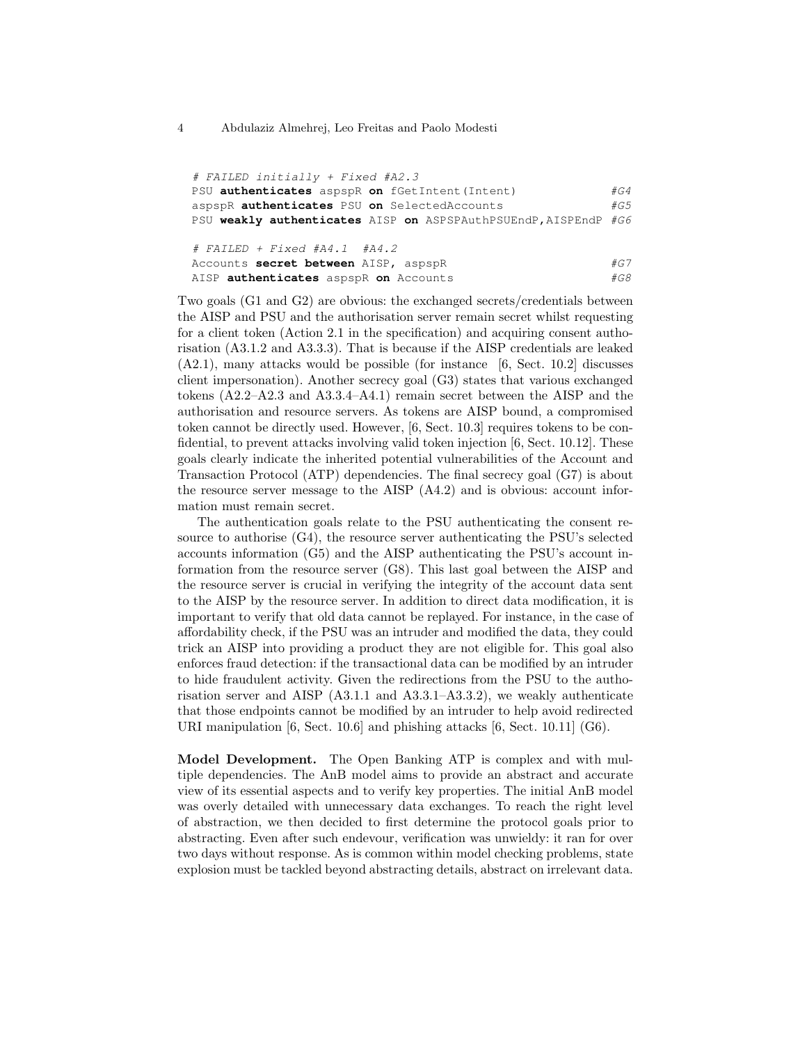```
# FAILED initially + Fixed #A2.3
PSU authenticates aspspR on fGetIntent(Intent)                  #G4
aspspR authenticates PSU on SelectedAccounts                    #G5
PSU weakly authenticates AISP on ASPSPAuthPSUEndP,AISPEndP      #G6

# FAILED + Fixed #A4.1  #A4.2
Accounts secret between AISP, aspspR                            #G7
AISP authenticates aspspR on Accounts                           #G8
```

Two goals (G1 and G2) are obvious: the exchanged secrets/credentials between the AISP and PSU and the authorisation server remain secret whilst requesting for a client token (Action 2.1 in the specification) and acquiring consent authorisation (A3.1.2 and A3.3.3). That is because if the AISP credentials are leaked (A2.1), many attacks would be possible (for instance [6, Sect. 10.2] discusses client impersonation). Another secrecy goal (G3) states that various exchanged tokens (A2.2–A2.3 and A3.3.4–A4.1) remain secret between the AISP and the authorisation and resource servers. As tokens are AISP bound, a compromised token cannot be directly used. However, [6, Sect. 10.3] requires tokens to be confidential, to prevent attacks involving valid token injection [6, Sect. 10.12]. These goals clearly indicate the inherited potential vulnerabilities of the Account and Transaction Protocol (ATP) dependencies. The final secrecy goal (G7) is about the resource server message to the AISP (A4.2) and is obvious: account information must remain secret.

The authentication goals relate to the PSU authenticating the consent resource to authorise (G4), the resource server authenticating the PSU's selected accounts information (G5) and the AISP authenticating the PSU's account information from the resource server (G8). This last goal between the AISP and the resource server is crucial in verifying the integrity of the account data sent to the AISP by the resource server. In addition to direct data modification, it is important to verify that old data cannot be replayed. For instance, in the case of affordability check, if the PSU was an intruder and modified the data, they could trick an AISP into providing a product they are not eligible for. This goal also enforces fraud detection: if the transactional data can be modified by an intruder to hide fraudulent activity. Given the redirections from the PSU to the authorisation server and AISP (A3.1.1 and A3.3.1–A3.3.2), we weakly authenticate that those endpoints cannot be modified by an intruder to help avoid redirected URI manipulation [6, Sect. 10.6] and phishing attacks [6, Sect. 10.11] (G6).

**Model Development.** The Open Banking ATP is complex and with multiple dependencies. The AnB model aims to provide an abstract and accurate view of its essential aspects and to verify key properties. The initial AnB model was overly detailed with unnecessary data exchanges. To reach the right level of abstraction, we then decided to first determine the protocol goals prior to abstracting. Even after such endevour, verification was unwieldy: it ran for over two days without response. As is common within model checking problems, state explosion must be tackled beyond abstracting details, abstract on irrelevant data.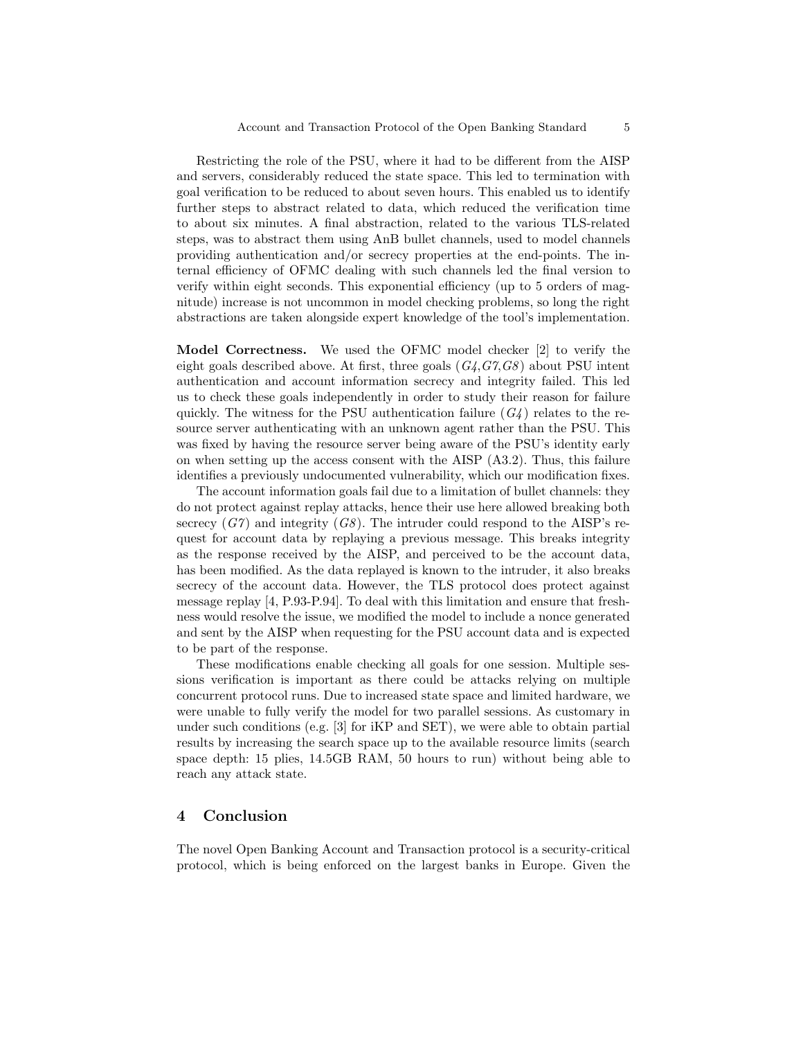Restricting the role of the PSU, where it had to be different from the AISP and servers, considerably reduced the state space. This led to termination with goal verification to be reduced to about seven hours. This enabled us to identify further steps to abstract related to data, which reduced the verification time to about six minutes. A final abstraction, related to the various TLS-related steps, was to abstract them using AnB bullet channels, used to model channels providing authentication and/or secrecy properties at the end-points. The internal efficiency of OFMC dealing with such channels led the final version to verify within eight seconds. This exponential efficiency (up to 5 orders of magnitude) increase is not uncommon in model checking problems, so long the right abstractions are taken alongside expert knowledge of the tool's implementation.

**Model Correctness.** We used the OFMC model checker [2] to verify the eight goals described above. At first, three goals (*G4*,*G7*,*G8*) about PSU intent authentication and account information secrecy and integrity failed. This led us to check these goals independently in order to study their reason for failure quickly. The witness for the PSU authentication failure (*G4*) relates to the resource server authenticating with an unknown agent rather than the PSU. This was fixed by having the resource server being aware of the PSU's identity early on when setting up the access consent with the AISP (A3.2). Thus, this failure identifies a previously undocumented vulnerability, which our modification fixes.

The account information goals fail due to a limitation of bullet channels: they do not protect against replay attacks, hence their use here allowed breaking both secrecy (*G7*) and integrity (*G8*). The intruder could respond to the AISP's request for account data by replaying a previous message. This breaks integrity as the response received by the AISP, and perceived to be the account data, has been modified. As the data replayed is known to the intruder, it also breaks secrecy of the account data. However, the TLS protocol does protect against message replay [4, P.93-P.94]. To deal with this limitation and ensure that freshness would resolve the issue, we modified the model to include a nonce generated and sent by the AISP when requesting for the PSU account data and is expected to be part of the response.

These modifications enable checking all goals for one session. Multiple sessions verification is important as there could be attacks relying on multiple concurrent protocol runs. Due to increased state space and limited hardware, we were unable to fully verify the model for two parallel sessions. As customary in under such conditions (e.g. [3] for iKP and SET), we were able to obtain partial results by increasing the search space up to the available resource limits (search space depth: 15 plies, 14.5GB RAM, 50 hours to run) without being able to reach any attack state.

## 4 Conclusion

The novel Open Banking Account and Transaction protocol is a security-critical protocol, which is being enforced on the largest banks in Europe. Given the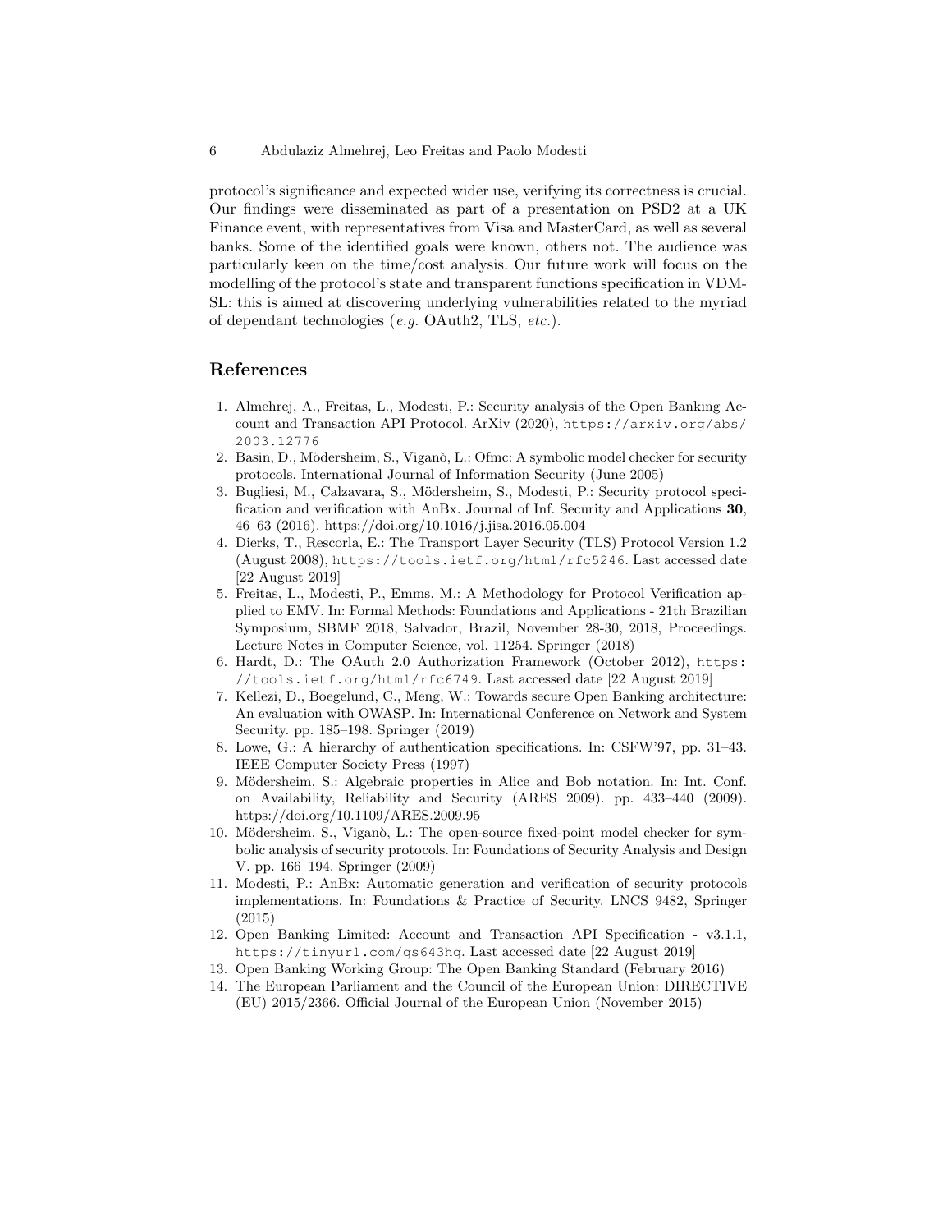protocol's significance and expected wider use, verifying its correctness is crucial. Our findings were disseminated as part of a presentation on PSD2 at a UK Finance event, with representatives from Visa and MasterCard, as well as several banks. Some of the identified goals were known, others not. The audience was particularly keen on the time/cost analysis. Our future work will focus on the modelling of the protocol's state and transparent functions specification in VDM-SL: this is aimed at discovering underlying vulnerabilities related to the myriad of dependant technologies (*e.g.* OAuth2, TLS, *etc.*).

## References

1. Almehrej, A., Freitas, L., Modesti, P.: Security analysis of the Open Banking Account and Transaction API Protocol. ArXiv (2020), https://arxiv.org/abs/2003.12776
2. Basin, D., Mödersheim, S., Viganò, L.: Ofmc: A symbolic model checker for security protocols. International Journal of Information Security (June 2005)
3. Bugliesi, M., Calzavara, S., Mödersheim, S., Modesti, P.: Security protocol specification and verification with AnBx. Journal of Inf. Security and Applications **30**, 46–63 (2016). https://doi.org/10.1016/j.jisa.2016.05.004
4. Dierks, T., Rescorla, E.: The Transport Layer Security (TLS) Protocol Version 1.2 (August 2008), https://tools.ietf.org/html/rfc5246. Last accessed date [22 August 2019]
5. Freitas, L., Modesti, P., Emms, M.: A Methodology for Protocol Verification applied to EMV. In: Formal Methods: Foundations and Applications - 21th Brazilian Symposium, SBMF 2018, Salvador, Brazil, November 28-30, 2018, Proceedings. Lecture Notes in Computer Science, vol. 11254. Springer (2018)
6. Hardt, D.: The OAuth 2.0 Authorization Framework (October 2012), https://tools.ietf.org/html/rfc6749. Last accessed date [22 August 2019]
7. Kellezi, D., Boegelund, C., Meng, W.: Towards secure Open Banking architecture: An evaluation with OWASP. In: International Conference on Network and System Security. pp. 185–198. Springer (2019)
8. Lowe, G.: A hierarchy of authentication specifications. In: CSFW'97, pp. 31–43. IEEE Computer Society Press (1997)
9. Mödersheim, S.: Algebraic properties in Alice and Bob notation. In: Int. Conf. on Availability, Reliability and Security (ARES 2009). pp. 433–440 (2009). https://doi.org/10.1109/ARES.2009.95
10. Mödersheim, S., Viganò, L.: The open-source fixed-point model checker for symbolic analysis of security protocols. In: Foundations of Security Analysis and Design V. pp. 166–194. Springer (2009)
11. Modesti, P.: AnBx: Automatic generation and verification of security protocols implementations. In: Foundations & Practice of Security. LNCS 9482, Springer (2015)
12. Open Banking Limited: Account and Transaction API Specification - v3.1.1, https://tinyurl.com/qs643hq. Last accessed date [22 August 2019]
13. Open Banking Working Group: The Open Banking Standard (February 2016)
14. The European Parliament and the Council of the European Union: DIRECTIVE (EU) 2015/2366. Official Journal of the European Union (November 2015)